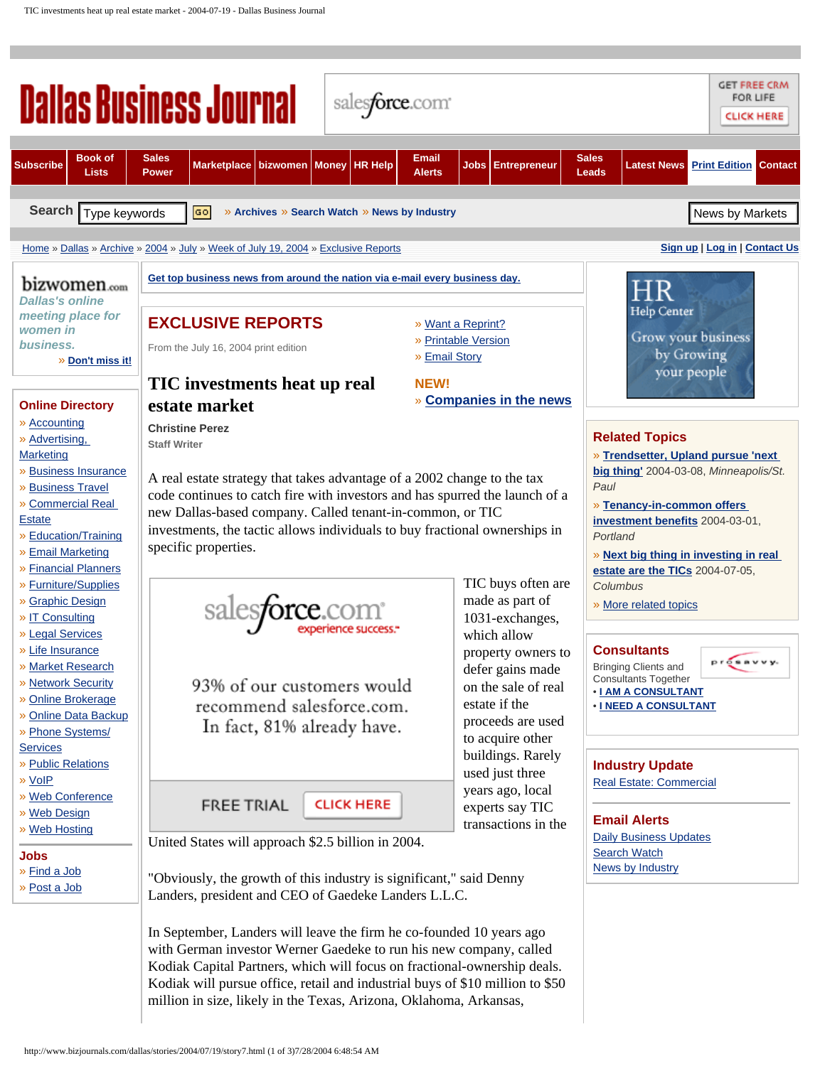# EXCLUSIVE REPORTS

From the July 16, 2004 print edition

## TIC investments heat up real estate market

**Christine Perez**
Staff Writer

A real estate strategy that takes advantage of a 2002 change to the tax code continues to catch fire with investors and has spurred the launch of a new Dallas-based company. Called tenant-in-common, or TIC investments, the tactic allows individuals to buy fractional ownerships in specific properties.

TIC buys often are made as part of 1031-exchanges, which allow property owners to defer gains made on the sale of real estate if the proceeds are used to acquire other buildings. Rarely used just three years ago, local experts say TIC transactions in the United States will approach $2.5 billion in 2004.

"Obviously, the growth of this industry is significant," said Denny Landers, president and CEO of Gaedeke Landers L.L.C.

In September, Landers will leave the firm he co-founded 10 years ago with German investor Werner Gaedeke to run his new company, called Kodiak Capital Partners, which will focus on fractional-ownership deals. Kodiak will pursue office, retail and industrial buys of $10 million to $50 million in size, likely in the Texas, Arizona, Oklahoma, Arkansas,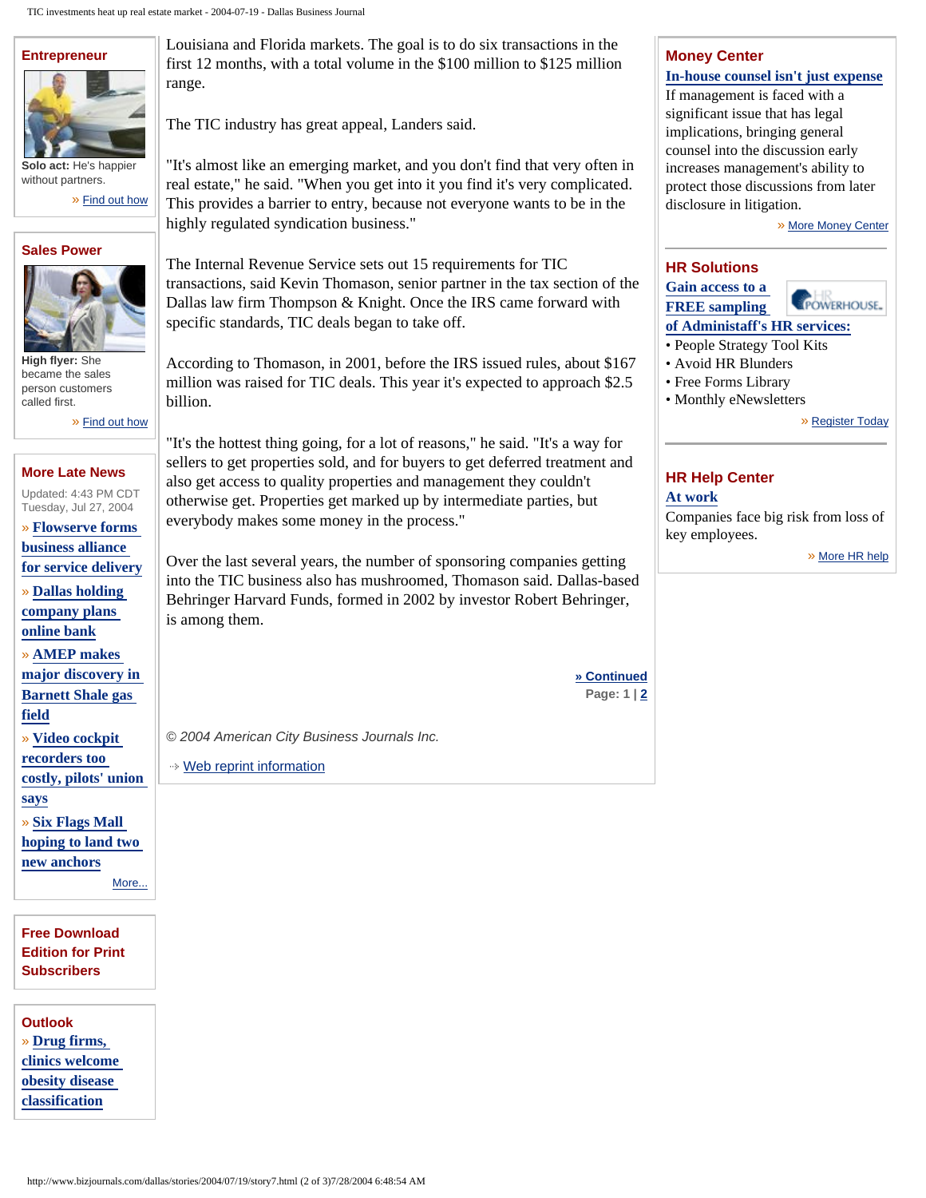**Entrepreneur**

**Solo act:** He's happier without partners.

» Find out how

**Sales Power**

**High flyer:** She became the sales person customers called first.

» Find out how

**More Late News**

Updated: 4:43 PM CDT Tuesday, Jul 27, 2004

» **Flowserve forms business alliance for service delivery**

» **Dallas holding company plans online bank**

» **AMEP makes major discovery in Barnett Shale gas field**

» **Video cockpit recorders too costly, pilots' union says**

» **Six Flags Mall hoping to land two new anchors**

More...

**Free Download Edition for Print Subscribers**

**Outlook**

» **Drug firms, clinics welcome obesity disease classification**

Louisiana and Florida markets. The goal is to do six transactions in the first 12 months, with a total volume in the $100 million to $125 million range.

The TIC industry has great appeal, Landers said.

"It's almost like an emerging market, and you don't find that very often in real estate," he said. "When you get into it you find it's very complicated. This provides a barrier to entry, because not everyone wants to be in the highly regulated syndication business."

The Internal Revenue Service sets out 15 requirements for TIC transactions, said Kevin Thomason, senior partner in the tax section of the Dallas law firm Thompson & Knight. Once the IRS came forward with specific standards, TIC deals began to take off.

According to Thomason, in 2001, before the IRS issued rules, about $167 million was raised for TIC deals. This year it's expected to approach $2.5 billion.

"It's the hottest thing going, for a lot of reasons," he said. "It's a way for sellers to get properties sold, and for buyers to get deferred treatment and also get access to quality properties and management they couldn't otherwise get. Properties get marked up by intermediate parties, but everybody makes some money in the process."

Over the last several years, the number of sponsoring companies getting into the TIC business also has mushroomed, Thomason said. Dallas-based Behringer Harvard Funds, formed in 2002 by investor Robert Behringer, is among them.

» Continued

Page: 1 | 2

*© 2004 American City Business Journals Inc.*

Web reprint information

**Money Center**

**In-house counsel isn't just expense**

If management is faced with a significant issue that has legal implications, bringing general counsel into the discussion early increases management's ability to protect those discussions from later disclosure in litigation.

» More Money Center

**HR Solutions**

**Gain access to a FREE sampling of Administaff's HR services:**

- People Strategy Tool Kits
- Avoid HR Blunders
- Free Forms Library
- Monthly eNewsletters

» Register Today

**HR Help Center**

**At work**

Companies face big risk from loss of key employees.

» More HR help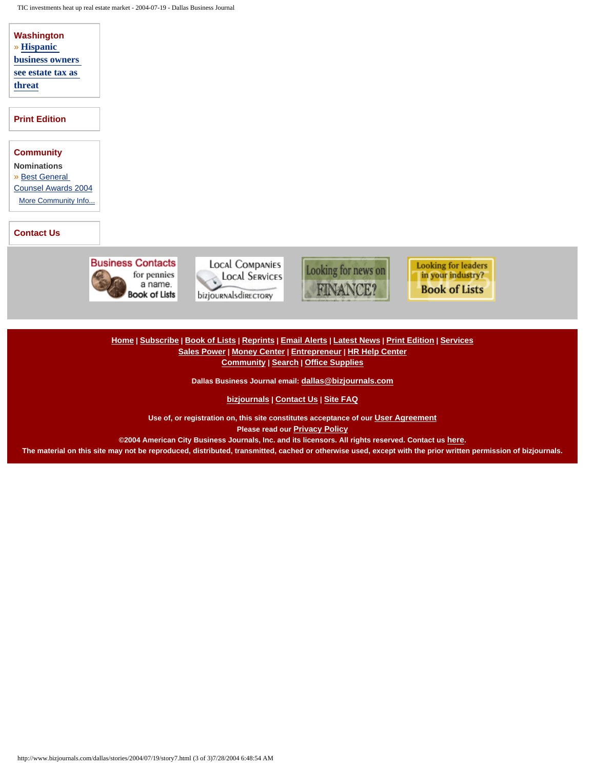**Washington**

» **Hispanic business owners see estate tax as threat**

**Print Edition**

**Community**

**Nominations**

» Best General Counsel Awards 2004

More Community Info...

**Contact Us**

**Home** | **Subscribe** | **Book of Lists** | **Reprints** | **Email Alerts** | **Latest News** | **Print Edition** | **Services**
**Sales Power** | **Money Center** | **Entrepreneur** | **HR Help Center**
**Community** | **Search** | **Office Supplies**

**Dallas Business Journal email: dallas@bizjournals.com**

**bizjournals** | **Contact Us** | **Site FAQ**

**Use of, or registration on, this site constitutes acceptance of our User Agreement**
**Please read our Privacy Policy**
**©2004 American City Business Journals, Inc. and its licensors. All rights reserved. Contact us here.**
**The material on this site may not be reproduced, distributed, transmitted, cached or otherwise used, except with the prior written permission of bizjournals.**